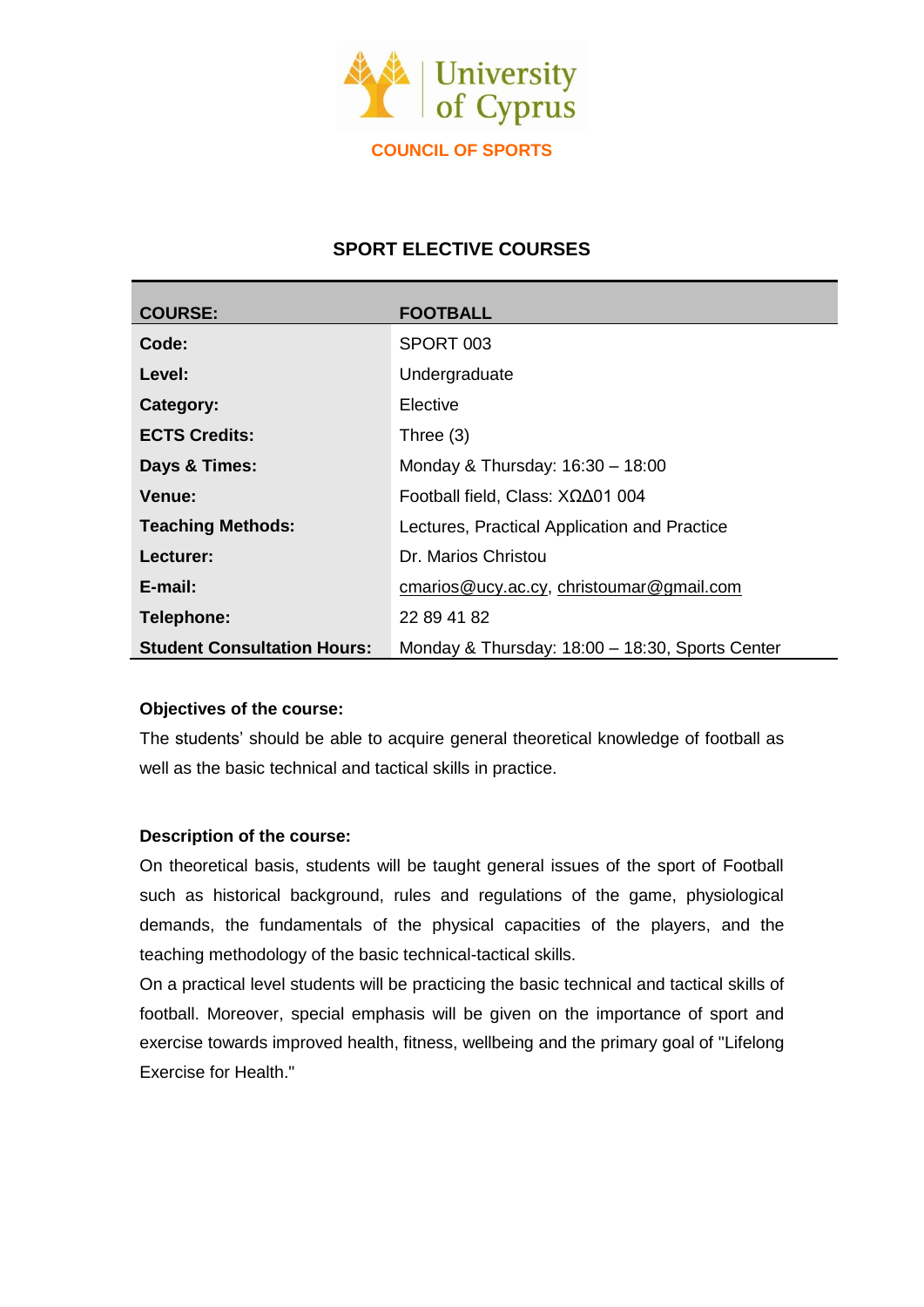University of Cyprus

COUNCIL OF SPORTS

## SPORT ELECTIVE COURSES

| COURSE: | FOOTBALL |
|---|---|
| Code: | SPORT 003 |
| Level: | Undergraduate |
| Category: | Elective |
| ECTS Credits: | Three (3) |
| Days & Times: | Monday & Thursday: 16:30 – 18:00 |
| Venue: | Football field, Class: ΧΩΔ01 004 |
| Teaching Methods: | Lectures, Practical Application and Practice |
| Lecturer: | Dr. Marios Christou |
| E-mail: | cmarios@ucy.ac.cy, christoumar@gmail.com |
| Telephone: | 22 89 41 82 |
| Student Consultation Hours: | Monday & Thursday: 18:00 – 18:30, Sports Center |

**Objectives of the course:**

The students' should be able to acquire general theoretical knowledge of football as well as the basic technical and tactical skills in practice.

**Description of the course:**

On theoretical basis, students will be taught general issues of the sport of Football such as historical background, rules and regulations of the game, physiological demands, the fundamentals of the physical capacities of the players, and the teaching methodology of the basic technical-tactical skills.

On a practical level students will be practicing the basic technical and tactical skills of football. Moreover, special emphasis will be given on the importance of sport and exercise towards improved health, fitness, wellbeing and the primary goal of "Lifelong Exercise for Health."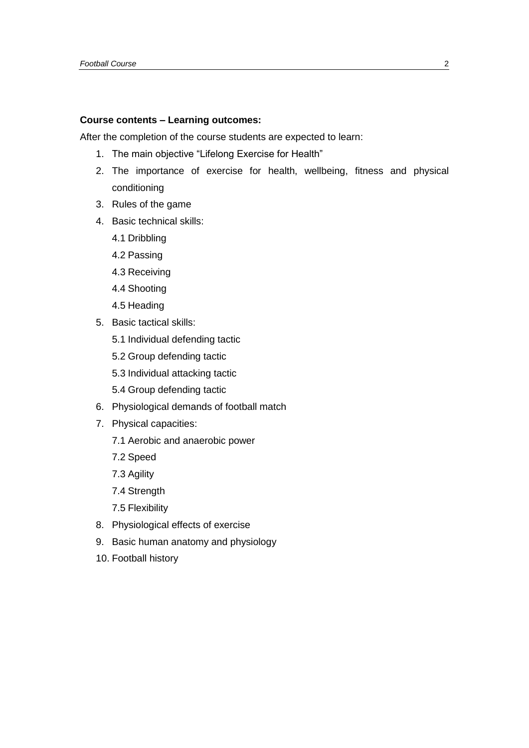**Course contents – Learning outcomes:**

After the completion of the course students are expected to learn:

1. The main objective "Lifelong Exercise for Health"
2. The importance of exercise for health, wellbeing, fitness and physical conditioning
3. Rules of the game
4. Basic technical skills:
   - 4.1 Dribbling
   - 4.2 Passing
   - 4.3 Receiving
   - 4.4 Shooting
   - 4.5 Heading
5. Basic tactical skills:
   - 5.1 Individual defending tactic
   - 5.2 Group defending tactic
   - 5.3 Individual attacking tactic
   - 5.4 Group defending tactic
6. Physiological demands of football match
7. Physical capacities:
   - 7.1 Aerobic and anaerobic power
   - 7.2 Speed
   - 7.3 Agility
   - 7.4 Strength
   - 7.5 Flexibility
8. Physiological effects of exercise
9. Basic human anatomy and physiology
10. Football history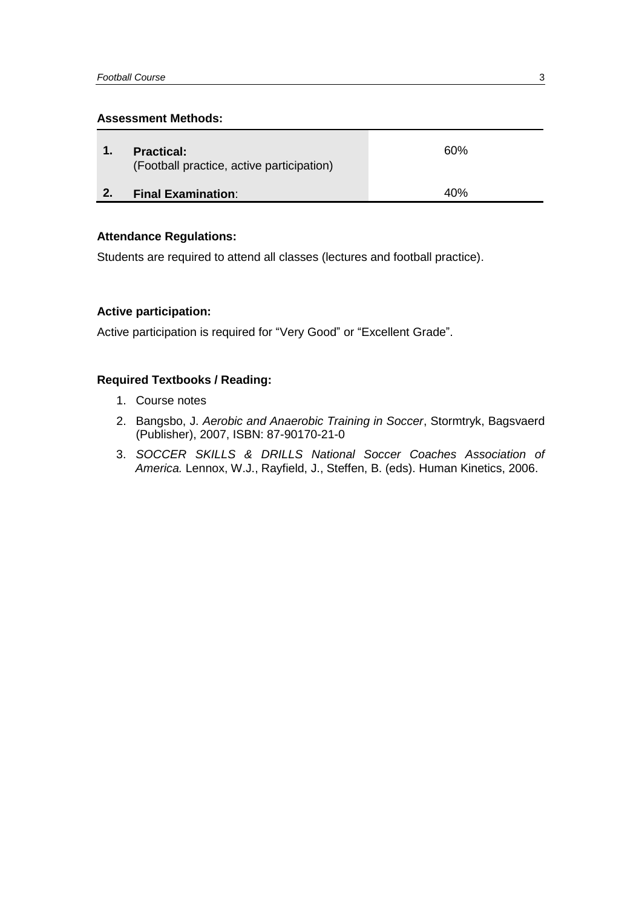**Assessment Methods:**

| | | |
|---|---|---|
| **1.** | **Practical:**<br>(Football practice, active participation) | 60% |
| **2.** | **Final Examination**: | 40% |

**Attendance Regulations:**

Students are required to attend all classes (lectures and football practice).

**Active participation:**

Active participation is required for "Very Good" or "Excellent Grade".

**Required Textbooks / Reading:**

1. Course notes
2. Bangsbo, J. *Aerobic and Anaerobic Training in Soccer*, Stormtryk, Bagsvaerd (Publisher), 2007, ISBN: 87-90170-21-0
3. *SOCCER SKILLS & DRILLS National Soccer Coaches Association of America.* Lennox, W.J., Rayfield, J., Steffen, B. (eds). Human Kinetics, 2006.